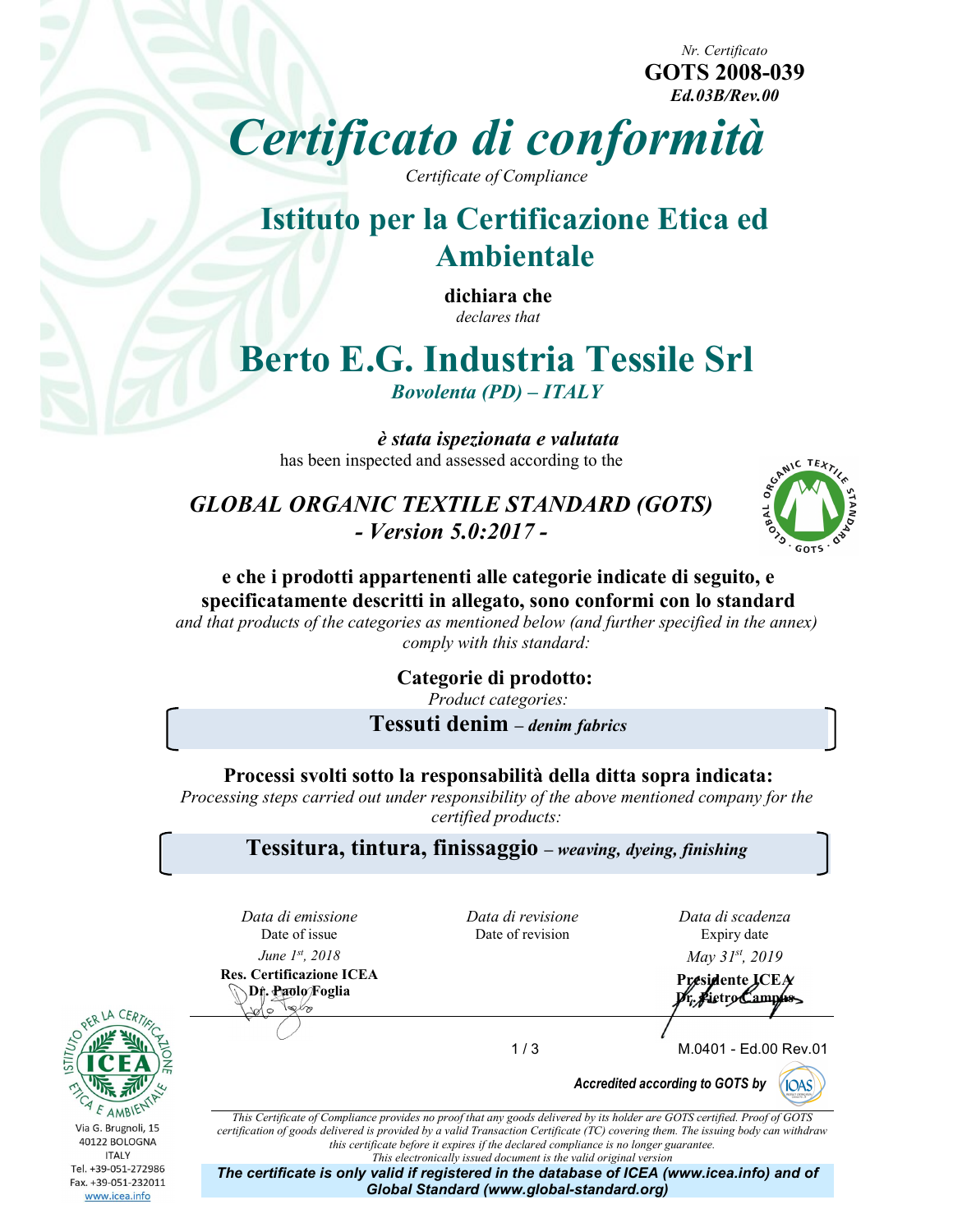*Nr. Certificato*
**GOTS 2008-039**
***Ed.03B/Rev.00***

# *Certificato di conformità*

*Certificate of Compliance*

## Istituto per la Certificazione Etica ed Ambientale

**dichiara che**
*declares that*

# Berto E.G. Industria Tessile Srl

***Bovolenta (PD) – ITALY***

***è stata ispezionata e valutata***
has been inspected and assessed according to the

### *GLOBAL ORGANIC TEXTILE STANDARD (GOTS)*
### *- Version 5.0:2017 -*

**e che i prodotti appartenenti alle categorie indicate di seguito, e specificatamente descritti in allegato, sono conformi con lo standard**
*and that products of the categories as mentioned below (and further specified in the annex) comply with this standard:*

**Categorie di prodotto:**
*Product categories:*

**Tessuti denim** – ***denim fabrics***

**Processi svolti sotto la responsabilità della ditta sopra indicata:**
*Processing steps carried out under responsibility of the above mentioned company for the certified products:*

**Tessitura, tintura, finissaggio** – ***weaving, dyeing, finishing***

| *Data di emissione* Date of issue | *Data di revisione* Date of revision | *Data di scadenza* Expiry date |
|---|---|---|
| *June 1st, 2018* | | *May 31st, 2019* |
| **Res. Certificazione ICEA Dr. Paolo Foglia** | | **Presidente ICEA Dr. Pietro Campus** |

M.0401 - Ed.00 Rev.01

***Accredited according to GOTS by*** IOAS

Via G. Brugnoli, 15
40122 BOLOGNA
ITALY
Tel. +39-051-272986
Fax. +39-051-232011
www.icea.info

*This Certificate of Compliance provides no proof that any goods delivered by its holder are GOTS certified. Proof of GOTS certification of goods delivered is provided by a valid Transaction Certificate (TC) covering them. The issuing body can withdraw this certificate before it expires if the declared compliance is no longer guarantee.*
*This electronically issued document is the valid original version*

***The certificate is only valid if registered in the database of ICEA (www.icea.info) and of Global Standard (www.global-standard.org)***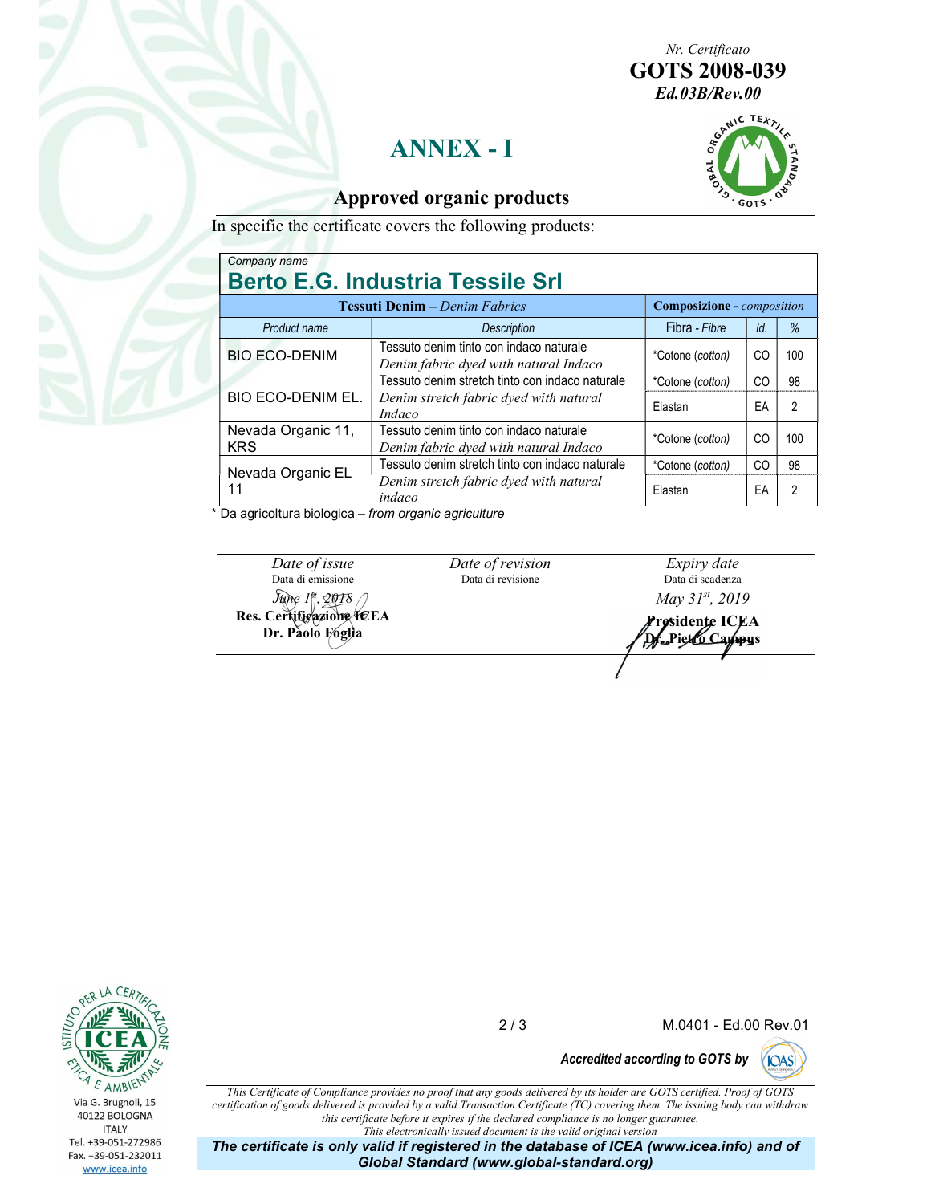*Nr. Certificato*
**GOTS 2008-039**
***Ed.03B/Rev.00***

# ANNEX - I

## Approved organic products

In specific the certificate covers the following products:

*Company name*

**Berto E.G. Industria Tessile Srl**

| **Tessuti Denim** – *Denim Fabrics* | | **Composizione** - *composition* | | |
|---|---|---|---|---|
| *Product name* | *Description* | Fibra - *Fibre* | *Id.* | *%* |
| BIO ECO-DENIM | Tessuto denim tinto con indaco naturale<br>*Denim fabric dyed with natural Indaco* | *Cotone (*cotton*) | CO | 100 |
| BIO ECO-DENIM EL. | Tessuto denim stretch tinto con indaco naturale<br>*Denim stretch fabric dyed with natural Indaco* | *Cotone (*cotton*) | CO | 98 |
| | | Elastan | EA | 2 |
| Nevada Organic 11, KRS | Tessuto denim tinto con indaco naturale<br>*Denim fabric dyed with natural Indaco* | *Cotone (*cotton*) | CO | 100 |
| Nevada Organic EL 11 | Tessuto denim stretch tinto con indaco naturale<br>*Denim stretch fabric dyed with natural indaco* | *Cotone (*cotton*) | CO | 98 |
| | | Elastan | EA | 2 |

\* Da agricoltura biologica – *from organic agriculture*

| *Date of issue*<br>Data di emissione | *Date of revision*<br>Data di revisione | *Expiry date*<br>Data di scadenza |
|---|---|---|
| *June 1st, 2018*<br>**Res. Certificazione ICEA**<br>**Dr. Paolo Foglia** | | *May 31st, 2019*<br>**Presidente ICEA**<br>**Dr. Pietro Campus** |

M.0401 - Ed.00 Rev.01

***Accredited according to GOTS by***

Via G. Brugnoli, 15
40122 BOLOGNA
ITALY
Tel. +39-051-272986
Fax. +39-051-232011
www.icea.info

*This Certificate of Compliance provides no proof that any goods delivered by its holder are GOTS certified. Proof of GOTS certification of goods delivered is provided by a valid Transaction Certificate (TC) covering them. The issuing body can withdraw this certificate before it expires if the declared compliance is no longer guarantee.*
*This electronically issued document is the valid original version*

***The certificate is only valid if registered in the database of ICEA (www.icea.info) and of Global Standard (www.global-standard.org)***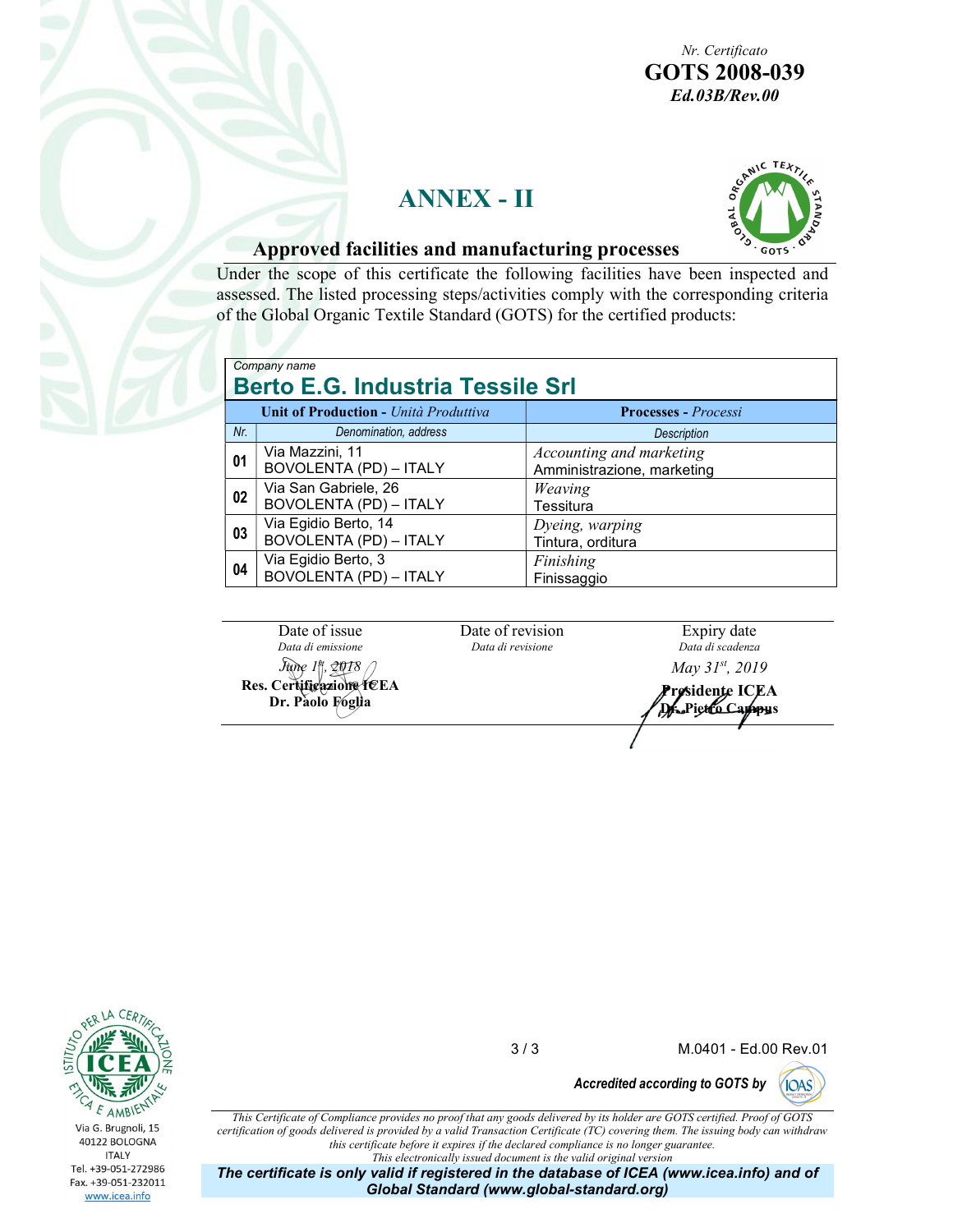*Nr. Certificato*
**GOTS 2008-039**
***Ed.03B/Rev.00***

# ANNEX - II

## Approved facilities and manufacturing processes

Under the scope of this certificate the following facilities have been inspected and assessed. The listed processing steps/activities comply with the corresponding criteria of the Global Organic Textile Standard (GOTS) for the certified products:

*Company name*
**Berto E.G. Industria Tessile Srl**

| **Unit of Production** - *Unità Produttiva* | | **Processes** - *Processi* |
|---|---|---|
| *Nr.* | *Denomination, address* | *Description* |
| **01** | Via Mazzini, 11<br>BOVOLENTA (PD) – ITALY | *Accounting and marketing*<br>Amministrazione, marketing |
| **02** | Via San Gabriele, 26<br>BOVOLENTA (PD) – ITALY | *Weaving*<br>Tessitura |
| **03** | Via Egidio Berto, 14<br>BOVOLENTA (PD) – ITALY | *Dyeing, warping*<br>Tintura, orditura |
| **04** | Via Egidio Berto, 3<br>BOVOLENTA (PD) – ITALY | *Finishing*<br>Finissaggio |

| Date of issue<br>*Data di emissione* | Date of revision<br>*Data di revisione* | Expiry date<br>*Data di scadenza* |
|---|---|---|
| *June 1st, 2018* | | *May 31st, 2019* |
| **Res. Certificazione ICEA**<br>**Dr. Paolo Foglia** | | **Presidente ICEA**<br>**Dr. Pietro Campus** |

Via G. Brugnoli, 15
40122 BOLOGNA
ITALY
Tel. +39-051-272986
Fax. +39-051-232011
www.icea.info

M.0401 - Ed.00 Rev.01

***Accredited according to GOTS by***

*This Certificate of Compliance provides no proof that any goods delivered by its holder are GOTS certified. Proof of GOTS certification of goods delivered is provided by a valid Transaction Certificate (TC) covering them. The issuing body can withdraw this certificate before it expires if the declared compliance is no longer guarantee.*
*This electronically issued document is the valid original version*

***The certificate is only valid if registered in the database of ICEA (www.icea.info) and of Global Standard (www.global-standard.org)***